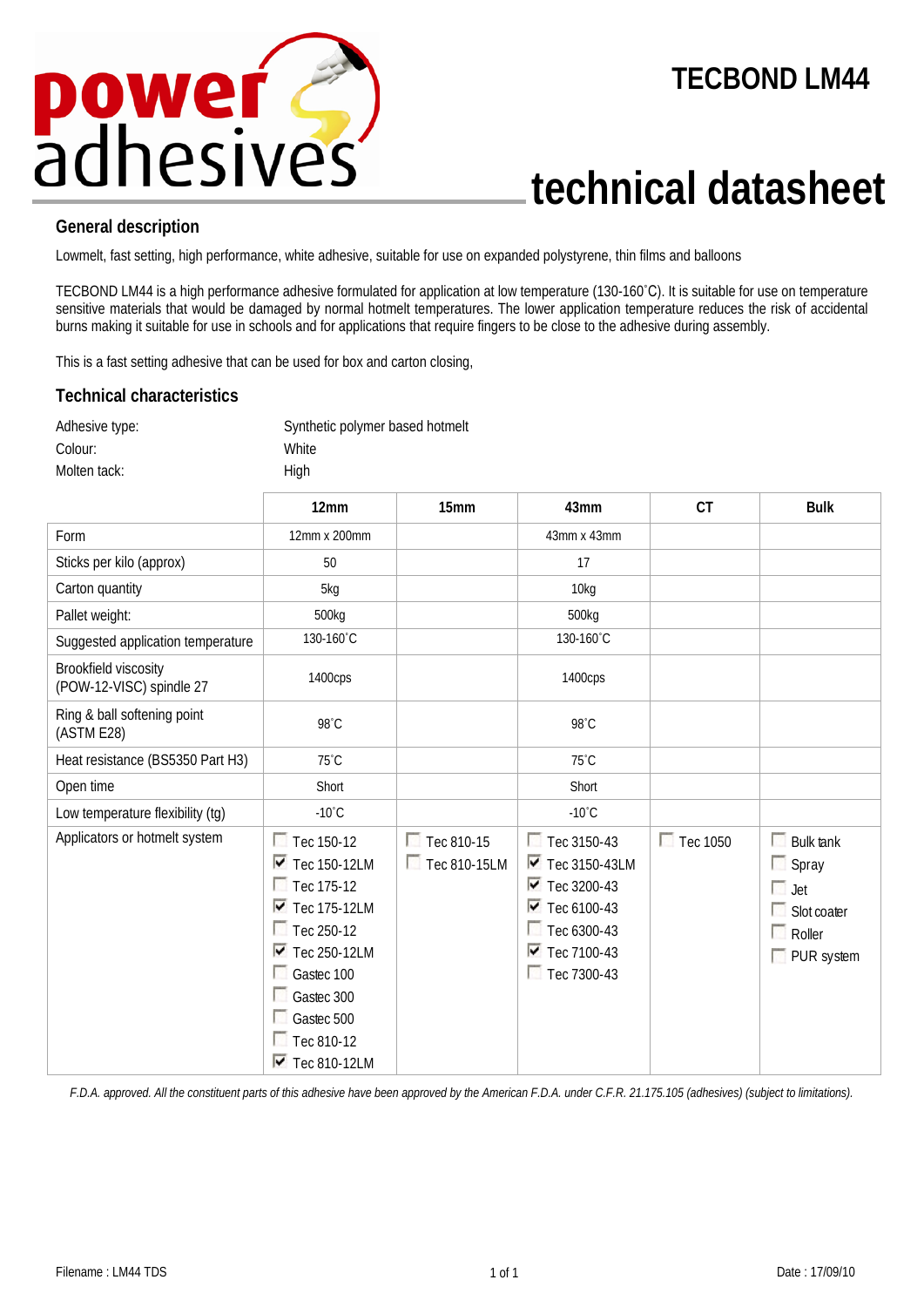# TECBOND LM44

# technical datasheet

## General description

Lowmelt, fast setting, high performance, white adhesive, suitable for use on expanded polystyrene, thin films and balloons

TECBOND LM44 is a high performance adhesive formulated for application at low temperature (130-160˚C). It is suitable for use on temperature sensitive materials that would be damaged by normal hotmelt temperatures. The lower application temperature reduces the risk of accidental burns making it suitable for use in schools and for applications that require fingers to be close to the adhesive during assembly.

This is a fast setting adhesive that can be used for box and carton closing,

## Technical characteristics

| | |
|---|---|
| Adhesive type: | Synthetic polymer based hotmelt |
| Colour: | White |
| Molten tack: | High |

| | 12mm | 15mm | 43mm | CT | Bulk |
|---|---|---|---|---|---|
| Form | 12mm x 200mm | | 43mm x 43mm | | |
| Sticks per kilo (approx) | 50 | | 17 | | |
| Carton quantity | 5kg | | 10kg | | |
| Pallet weight: | 500kg | | 500kg | | |
| Suggested application temperature | 130-160˚C | | 130-160˚C | | |
| Brookfield viscosity (POW-12-VISC) spindle 27 | 1400cps | | 1400cps | | |
| Ring & ball softening point (ASTM E28) | 98˚C | | 98˚C | | |
| Heat resistance (BS5350 Part H3) | 75˚C | | 75˚C | | |
| Open time | Short | | Short | | |
| Low temperature flexibility (tg) | -10˚C | | -10˚C | | |
| Applicators or hotmelt system | ☐ Tec 150-12<br>☑ Tec 150-12LM<br>☐ Tec 175-12<br>☑ Tec 175-12LM<br>☐ Tec 250-12<br>☑ Tec 250-12LM<br>☐ Gastec 100<br>☐ Gastec 300<br>☐ Gastec 500<br>☐ Tec 810-12<br>☑ Tec 810-12LM | ☐ Tec 810-15<br>☐ Tec 810-15LM | ☐ Tec 3150-43<br>☑ Tec 3150-43LM<br>☑ Tec 3200-43<br>☑ Tec 6100-43<br>☐ Tec 6300-43<br>☑ Tec 7100-43<br>☐ Tec 7300-43 | ☐ Tec 1050 | ☐ Bulk tank<br>☐ Spray<br>☐ Jet<br>☐ Slot coater<br>☐ Roller<br>☐ PUR system |

*F.D.A. approved. All the constituent parts of this adhesive have been approved by the American F.D.A. under C.F.R. 21.175.105 (adhesives) (subject to limitations).*

Filename : LM44 TDS

Date : 17/09/10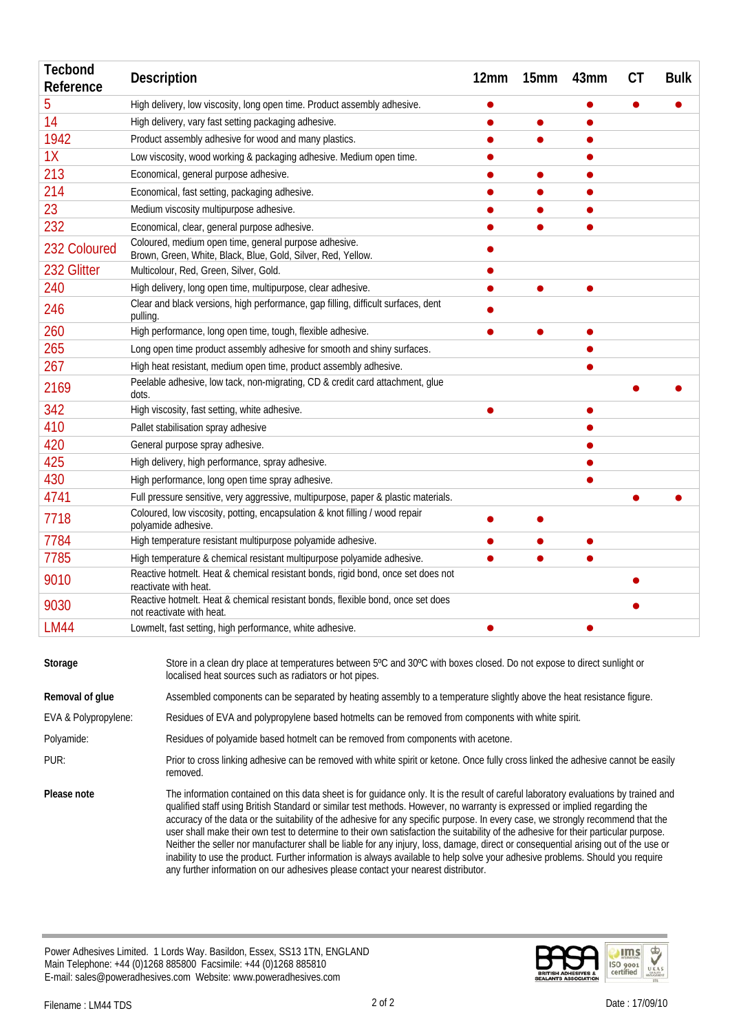| Tecbond Reference | Description | 12mm | 15mm | 43mm | CT | Bulk |
|---|---|---|---|---|---|---|
| 5 | High delivery, low viscosity, long open time. Product assembly adhesive. | ● | | ● | ● | ● |
| 14 | High delivery, vary fast setting packaging adhesive. | ● | ● | ● | | |
| 1942 | Product assembly adhesive for wood and many plastics. | ● | ● | ● | | |
| 1X | Low viscosity, wood working & packaging adhesive. Medium open time. | ● | | ● | | |
| 213 | Economical, general purpose adhesive. | ● | ● | ● | | |
| 214 | Economical, fast setting, packaging adhesive. | ● | ● | ● | | |
| 23 | Medium viscosity multipurpose adhesive. | ● | ● | ● | | |
| 232 | Economical, clear, general purpose adhesive. | ● | ● | ● | | |
| 232 Coloured | Coloured, medium open time, general purpose adhesive. Brown, Green, White, Black, Blue, Gold, Silver, Red, Yellow. | ● | | | | |
| 232 Glitter | Multicolour, Red, Green, Silver, Gold. | ● | | | | |
| 240 | High delivery, long open time, multipurpose, clear adhesive. | ● | ● | ● | | |
| 246 | Clear and black versions, high performance, gap filling, difficult surfaces, dent pulling. | ● | | | | |
| 260 | High performance, long open time, tough, flexible adhesive. | ● | ● | ● | | |
| 265 | Long open time product assembly adhesive for smooth and shiny surfaces. | | | ● | | |
| 267 | High heat resistant, medium open time, product assembly adhesive. | | | ● | | |
| 2169 | Peelable adhesive, low tack, non-migrating, CD & credit card attachment, glue dots. | | | | ● | ● |
| 342 | High viscosity, fast setting, white adhesive. | ● | | ● | | |
| 410 | Pallet stabilisation spray adhesive | | | ● | | |
| 420 | General purpose spray adhesive. | | | ● | | |
| 425 | High delivery, high performance, spray adhesive. | | | ● | | |
| 430 | High performance, long open time spray adhesive. | | | ● | | |
| 4741 | Full pressure sensitive, very aggressive, multipurpose, paper & plastic materials. | | | | ● | ● |
| 7718 | Coloured, low viscosity, potting, encapsulation & knot filling / wood repair polyamide adhesive. | ● | ● | | | |
| 7784 | High temperature resistant multipurpose polyamide adhesive. | ● | ● | ● | | |
| 7785 | High temperature & chemical resistant multipurpose polyamide adhesive. | ● | ● | ● | | |
| 9010 | Reactive hotmelt. Heat & chemical resistant bonds, rigid bond, once set does not reactivate with heat. | | | | ● | |
| 9030 | Reactive hotmelt. Heat & chemical resistant bonds, flexible bond, once set does not reactivate with heat. | | | | ● | |
| LM44 | Lowmelt, fast setting, high performance, white adhesive. | ● | | ● | | |

**Storage** Store in a clean dry place at temperatures between 5ºC and 30ºC with boxes closed. Do not expose to direct sunlight or localised heat sources such as radiators or hot pipes.

**Removal of glue** Assembled components can be separated by heating assembly to a temperature slightly above the heat resistance figure.

EVA & Polypropylene: Residues of EVA and polypropylene based hotmelts can be removed from components with white spirit.

Polyamide: Residues of polyamide based hotmelt can be removed from components with acetone.

PUR: Prior to cross linking adhesive can be removed with white spirit or ketone. Once fully cross linked the adhesive cannot be easily removed.

**Please note** The information contained on this data sheet is for guidance only. It is the result of careful laboratory evaluations by trained and qualified staff using British Standard or similar test methods. However, no warranty is expressed or implied regarding the accuracy of the data or the suitability of the adhesive for any specific purpose. In every case, we strongly recommend that the user shall make their own test to determine to their own satisfaction the suitability of the adhesive for their particular purpose. Neither the seller nor manufacturer shall be liable for any injury, loss, damage, direct or consequential arising out of the use or inability to use the product. Further information is always available to help solve your adhesive problems. Should you require any further information on our adhesives please contact your nearest distributor.

Power Adhesives Limited. 1 Lords Way. Basildon, Essex, SS13 1TN, ENGLAND
Main Telephone: +44 (0)1268 885800 Facsimile: +44 (0)1268 885810
E-mail: sales@poweradhesives.com Website: www.poweradhesives.com

Filename : LM44 TDS

Date : 17/09/10